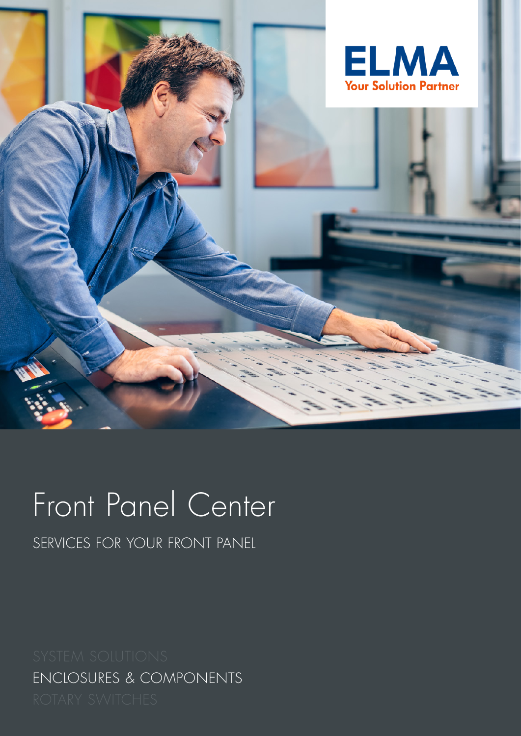ELMA

Your Solution Partner

# Front Panel Center

SERVICES FOR YOUR FRONT PANEL

SYSTEM SOLUTIONS

ENCLOSURES & COMPONENTS

ROTARY SWITCHES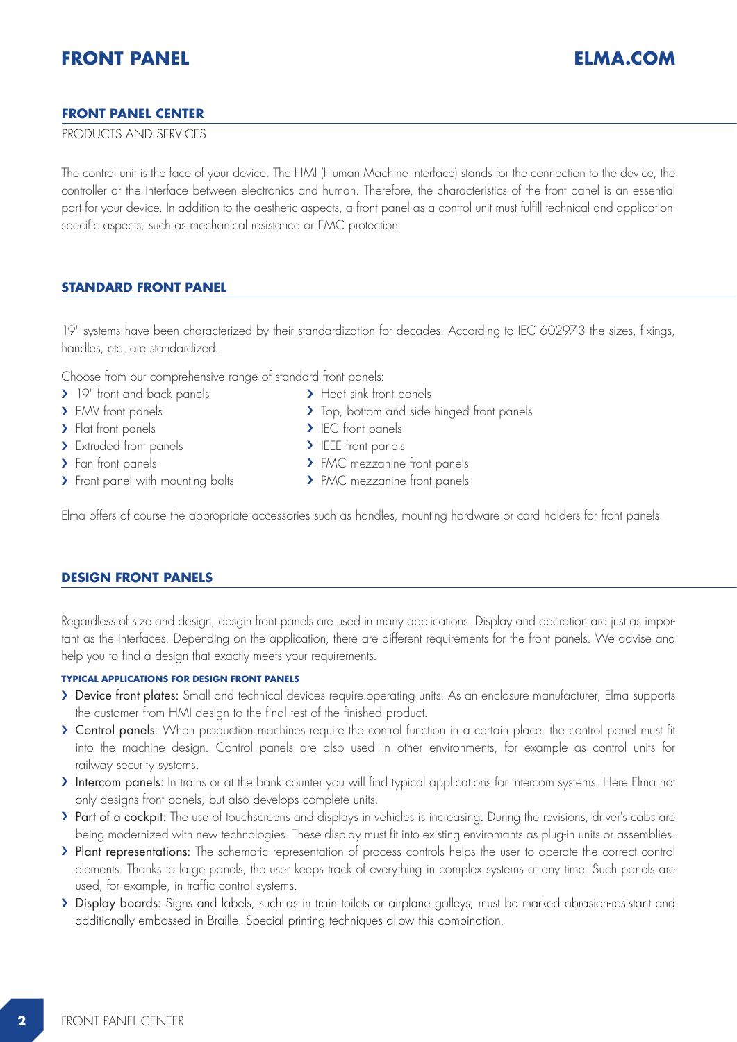## FRONT PANEL CENTER

PRODUCTS AND SERVICES

The control unit is the face of your device. The HMI (Human Machine Interface) stands for the connection to the device, the controller or the interface between electronics and human. Therefore, the characteristics of the front panel is an essential part for your device. In addition to the aesthetic aspects, a front panel as a control unit must fulfill technical and application-specific aspects, such as mechanical resistance or EMC protection.

## STANDARD FRONT PANEL

19" systems have been characterized by their standardization for decades. According to IEC 60297-3 the sizes, fixings, handles, etc. are standardized.

Choose from our comprehensive range of standard front panels:

- 19" front and back panels
- EMV front panels
- Flat front panels
- Extruded front panels
- Fan front panels
- Front panel with mounting bolts
- Heat sink front panels
- Top, bottom and side hinged front panels
- IEC front panels
- IEEE front panels
- FMC mezzanine front panels
- PMC mezzanine front panels

Elma offers of course the appropriate accessories such as handles, mounting hardware or card holders for front panels.

## DESIGN FRONT PANELS

Regardless of size and design, desgin front panels are used in many applications. Display and operation are just as important as the interfaces. Depending on the application, there are different requirements for the front panels. We advise and help you to find a design that exactly meets your requirements.

### TYPICAL APPLICATIONS FOR DESIGN FRONT PANELS

- Device front plates: Small and technical devices require.operating units. As an enclosure manufacturer, Elma supports the customer from HMI design to the final test of the finished product.
- Control panels: When production machines require the control function in a certain place, the control panel must fit into the machine design. Control panels are also used in other environments, for example as control units for railway security systems.
- Intercom panels: In trains or at the bank counter you will find typical applications for intercom systems. Here Elma not only designs front panels, but also develops complete units.
- Part of a cockpit: The use of touchscreens and displays in vehicles is increasing. During the revisions, driver's cabs are being modernized with new technologies. These display must fit into existing enviromants as plug-in units or assemblies.
- Plant representations: The schematic representation of process controls helps the user to operate the correct control elements. Thanks to large panels, the user keeps track of everything in complex systems at any time. Such panels are used, for example, in traffic control systems.
- Display boards: Signs and labels, such as in train toilets or airplane galleys, must be marked abrasion-resistant and additionally embossed in Braille. Special printing techniques allow this combination.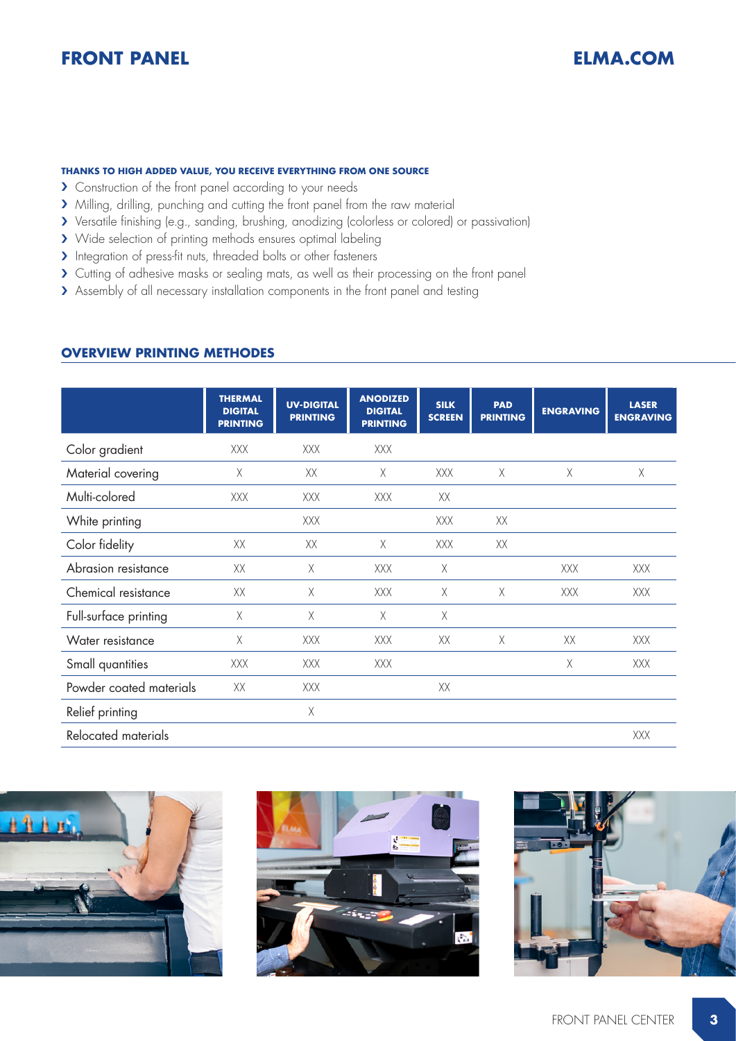**THANKS TO HIGH ADDED VALUE, YOU RECEIVE EVERYTHING FROM ONE SOURCE**

- Construction of the front panel according to your needs
- Milling, drilling, punching and cutting the front panel from the raw material
- Versatile finishing (e.g., sanding, brushing, anodizing (colorless or colored) or passivation)
- Wide selection of printing methods ensures optimal labeling
- Integration of press-fit nuts, threaded bolts or other fasteners
- Cutting of adhesive masks or sealing mats, as well as their processing on the front panel
- Assembly of all necessary installation components in the front panel and testing

## OVERVIEW PRINTING METHODES

| | THERMAL DIGITAL PRINTING | UV-DIGITAL PRINTING | ANODIZED DIGITAL PRINTING | SILK SCREEN | PAD PRINTING | ENGRAVING | LASER ENGRAVING |
|---|---|---|---|---|---|---|---|
| Color gradient | XXX | XXX | XXX | | | | |
| Material covering | X | XX | X | XXX | X | X | X |
| Multi-colored | XXX | XXX | XXX | XX | | | |
| White printing | | XXX | | XXX | XX | | |
| Color fidelity | XX | XX | X | XXX | XX | | |
| Abrasion resistance | XX | X | XXX | X | | XXX | XXX |
| Chemical resistance | XX | X | XXX | X | X | XXX | XXX |
| Full-surface printing | X | X | X | X | | | |
| Water resistance | X | XXX | XXX | XX | X | XX | XXX |
| Small quantities | XXX | XXX | XXX | | | X | XXX |
| Powder coated materials | XX | XXX | | XX | | | |
| Relief printing | | X | | | | | |
| Relocated materials | | | | | | | XXX |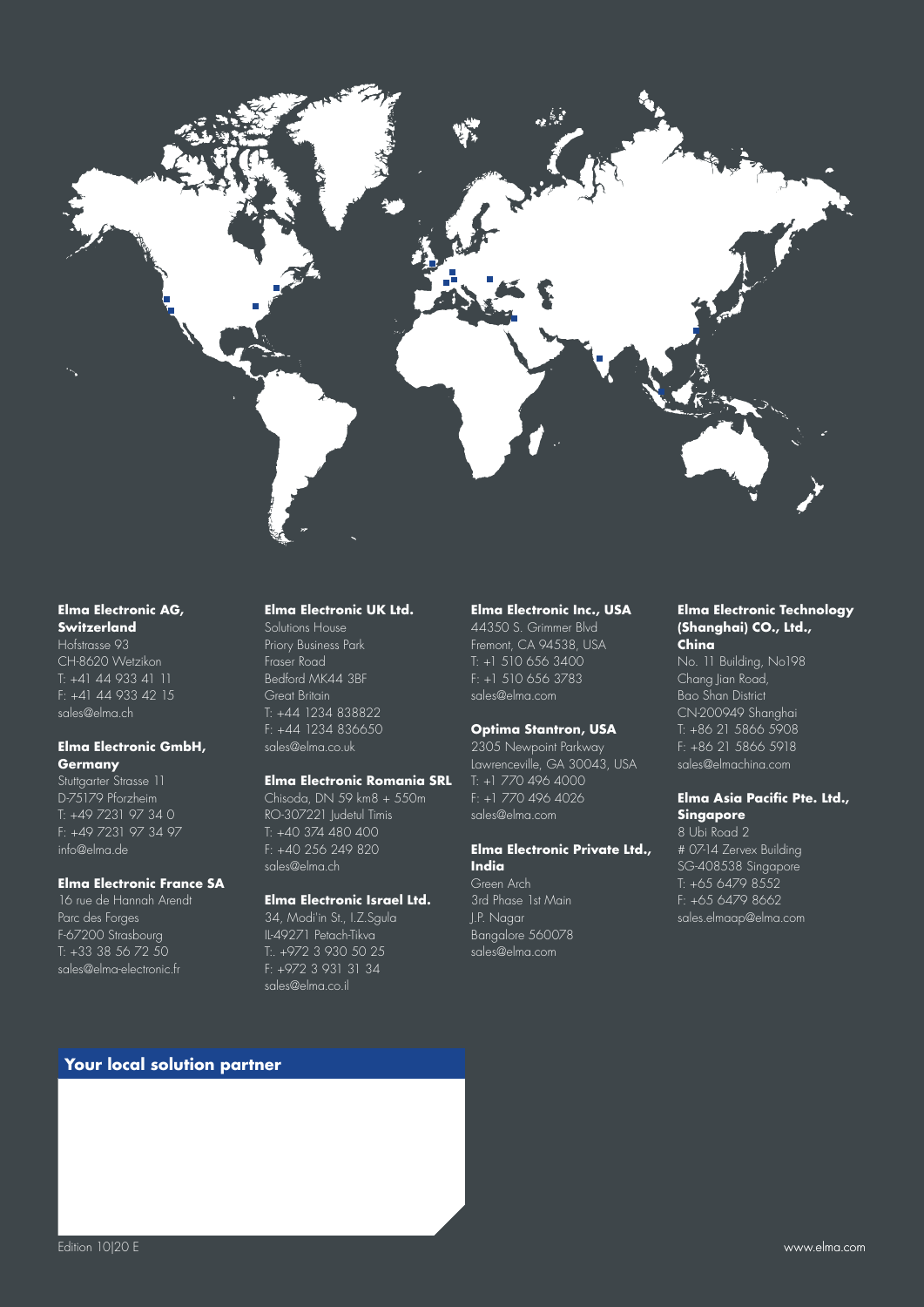**Elma Electronic AG, Switzerland**
Hofstrasse 93
CH-8620 Wetzikon
T: +41 44 933 41 11
F: +41 44 933 42 15
sales@elma.ch

**Elma Electronic GmbH, Germany**
Stuttgarter Strasse 11
D-75179 Pforzheim
T: +49 7231 97 34 0
F: +49 7231 97 34 97
info@elma.de

**Elma Electronic France SA**
16 rue de Hannah Arendt
Parc des Forges
F-67200 Strasbourg
T: +33 38 56 72 50
sales@elma-electronic.fr

**Elma Electronic UK Ltd.**
Solutions House
Priory Business Park
Fraser Road
Bedford MK44 3BF
Great Britain
T: +44 1234 838822
F: +44 1234 836650
sales@elma.co.uk

**Elma Electronic Romania SRL**
Chisoda, DN 59 km8 + 550m
RO-307221 Judetul Timis
T: +40 374 480 400
F: +40 256 249 820
sales@elma.ch

**Elma Electronic Israel Ltd.**
34, Modi'in St., I.Z.Sgula
IL-49271 Petach-Tikva
T:. +972 3 930 50 25
F: +972 3 931 31 34
sales@elma.co.il

**Elma Electronic Inc., USA**
44350 S. Grimmer Blvd
Fremont, CA 94538, USA
T: +1 510 656 3400
F: +1 510 656 3783
sales@elma.com

**Optima Stantron, USA**
2305 Newpoint Parkway
Lawrenceville, GA 30043, USA
T: +1 770 496 4000
F: +1 770 496 4026
sales@elma.com

**Elma Electronic Private Ltd., India**
Green Arch
3rd Phase 1st Main
J.P. Nagar
Bangalore 560078
sales@elma.com

**Elma Electronic Technology (Shanghai) CO., Ltd., China**
No. 11 Building, No198
Chang Jian Road,
Bao Shan District
CN-200949 Shanghai
T: +86 21 5866 5908
F: +86 21 5866 5918
sales@elmachina.com

**Elma Asia Pacific Pte. Ltd., Singapore**
8 Ubi Road 2
# 07-14 Zervex Building
SG-408538 Singapore
T: +65 6479 8552
F: +65 6479 8662
sales.elmaap@elma.com

**Your local solution partner**

Edition 10|20 E

www.elma.com